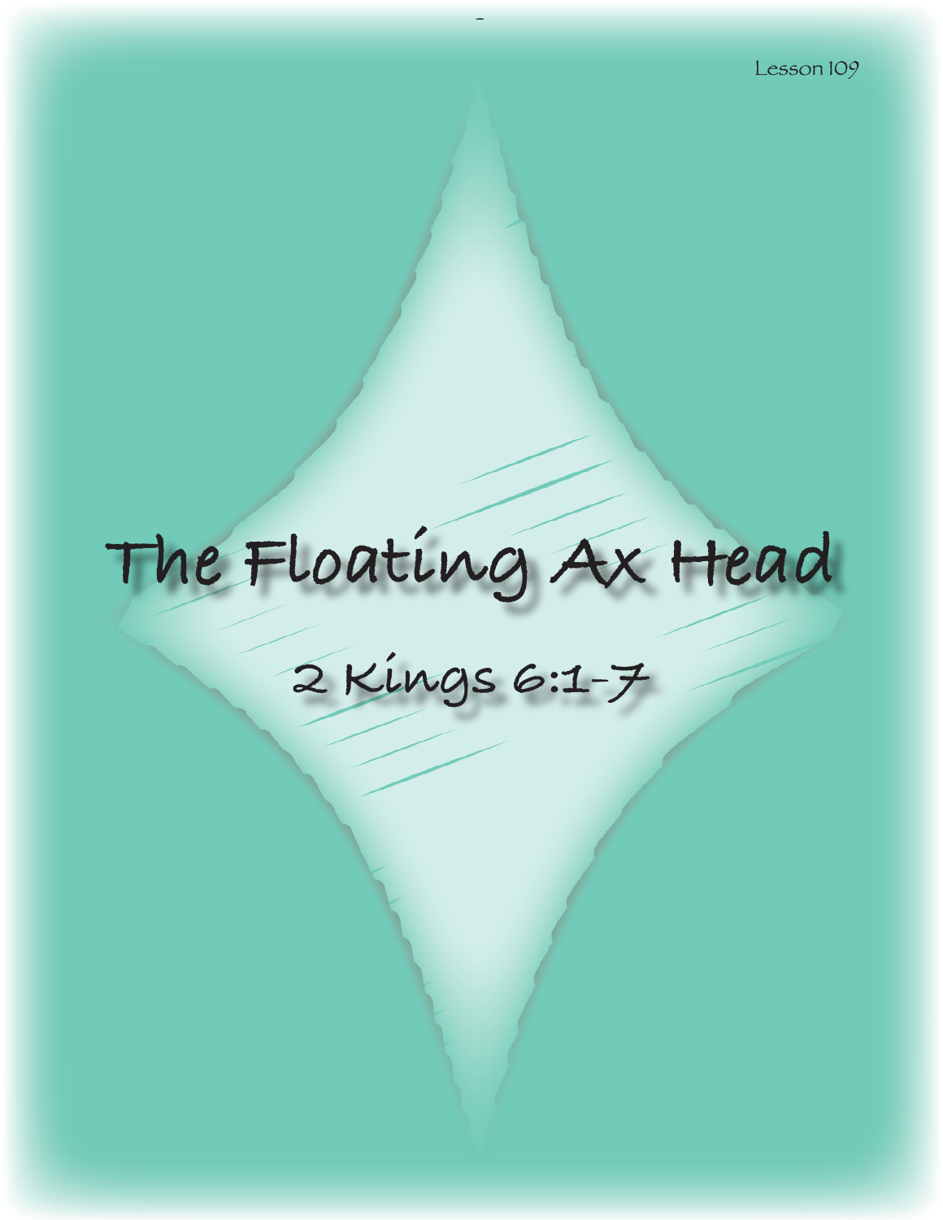Lesson 109

# The Floating Ax Head

## 2 Kings 6:1-7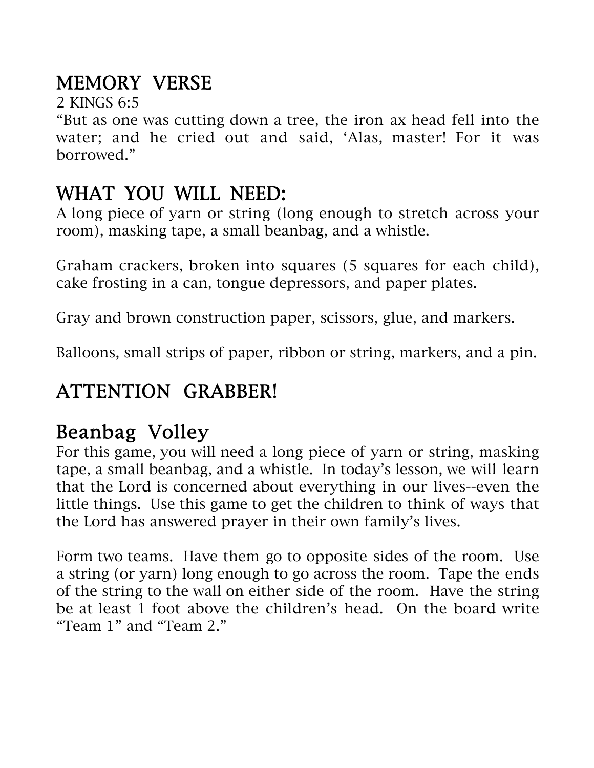## MEMORY VERSE

2 KINGS 6:5

"But as one was cutting down a tree, the iron ax head fell into the water; and he cried out and said, 'Alas, master! For it was borrowed."

## WHAT YOU WILL NEED:

A long piece of yarn or string (long enough to stretch across your room), masking tape, a small beanbag, and a whistle.

Graham crackers, broken into squares (5 squares for each child), cake frosting in a can, tongue depressors, and paper plates.

Gray and brown construction paper, scissors, glue, and markers.

Balloons, small strips of paper, ribbon or string, markers, and a pin.

## ATTENTION GRABBER!

## Beanbag Volley

For this game, you will need a long piece of yarn or string, masking tape, a small beanbag, and a whistle. In today's lesson, we will learn that the Lord is concerned about everything in our lives--even the little things. Use this game to get the children to think of ways that the Lord has answered prayer in their own family's lives.

Form two teams. Have them go to opposite sides of the room. Use a string (or yarn) long enough to go across the room. Tape the ends of the string to the wall on either side of the room. Have the string be at least 1 foot above the children's head. On the board write "Team 1" and "Team 2."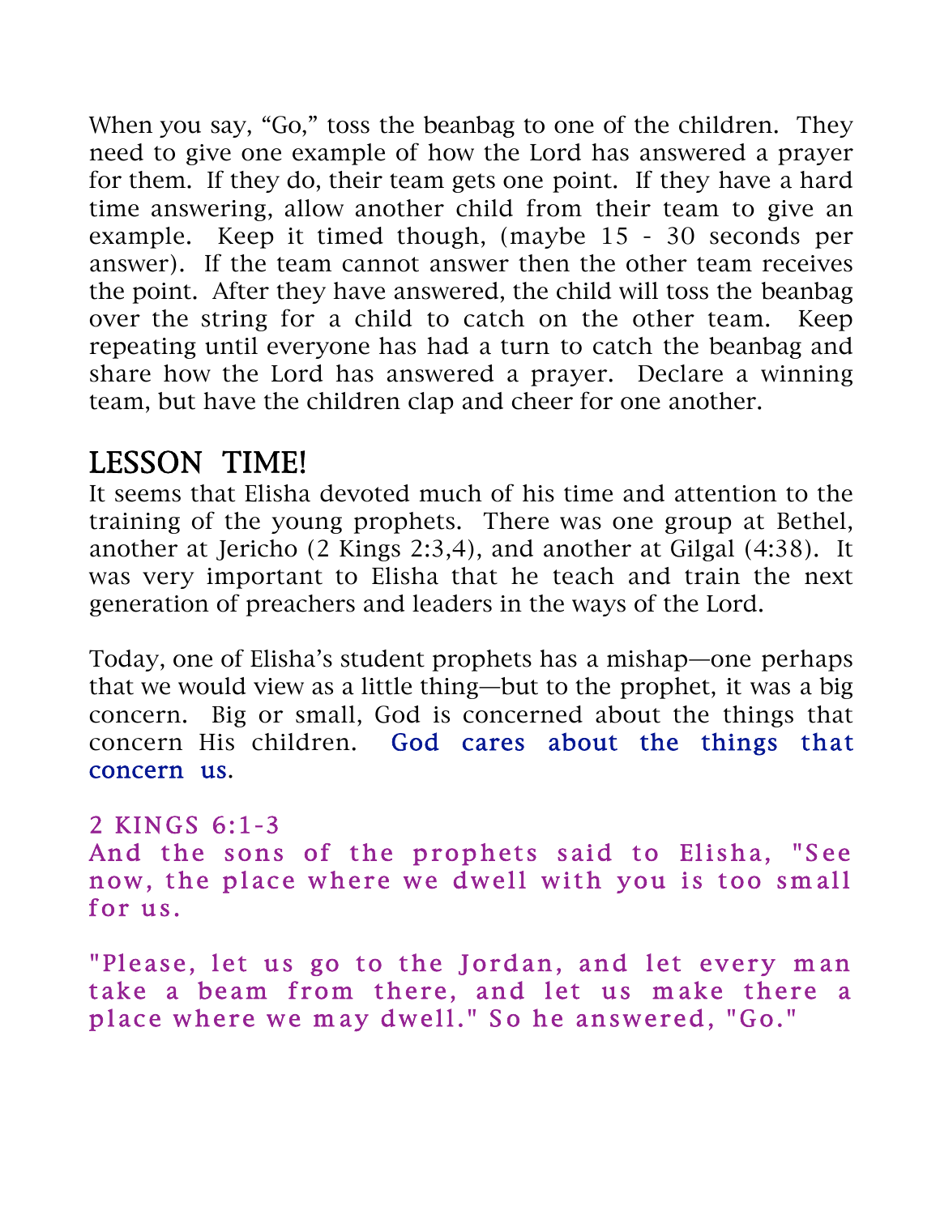When you say, “Go,” toss the beanbag to one of the children. They need to give one example of how the Lord has answered a prayer for them. If they do, their team gets one point. If they have a hard time answering, allow another child from their team to give an example. Keep it timed though, (maybe 15 - 30 seconds per answer). If the team cannot answer then the other team receives the point. After they have answered, the child will toss the beanbag over the string for a child to catch on the other team. Keep repeating until everyone has had a turn to catch the beanbag and share how the Lord has answered a prayer. Declare a winning team, but have the children clap and cheer for one another.

## LESSON TIME!

It seems that Elisha devoted much of his time and attention to the training of the young prophets. There was one group at Bethel, another at Jericho (2 Kings 2:3,4), and another at Gilgal (4:38). It was very important to Elisha that he teach and train the next generation of preachers and leaders in the ways of the Lord.

Today, one of Elisha’s student prophets has a mishap—one perhaps that we would view as a little thing—but to the prophet, it was a big concern. Big or small, God is concerned about the things that concern His children. God cares about the things that concern us.

2 KINGS 6:1-3

And the sons of the prophets said to Elisha, "See now, the place where we dwell with you is too small for us.

"Please, let us go to the Jordan, and let every man take a beam from there, and let us make there a place where we may dwell." So he answered, "Go."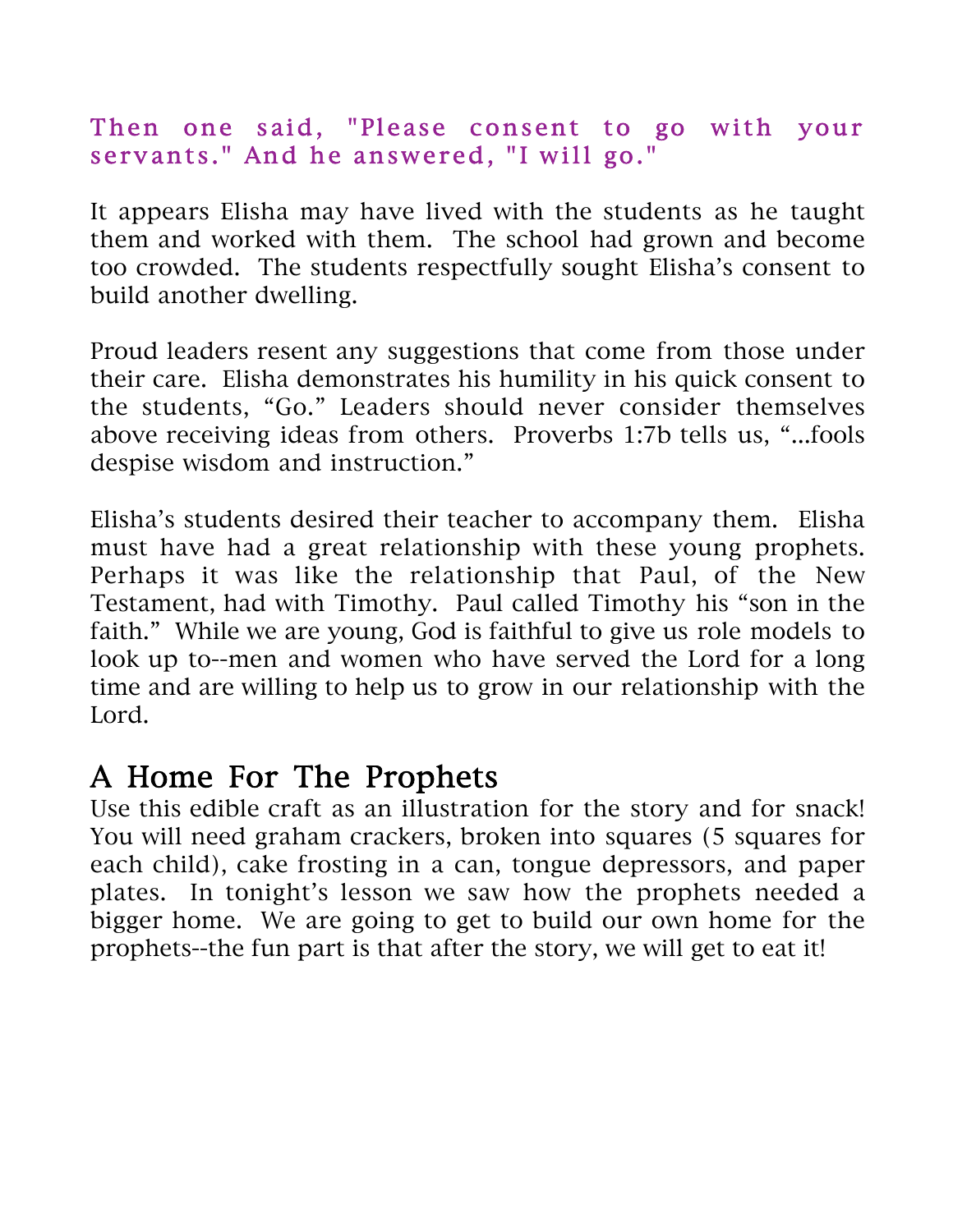**Then one said, "Please consent to go with your servants." And he answered, "I will go."**

It appears Elisha may have lived with the students as he taught them and worked with them. The school had grown and become too crowded. The students respectfully sought Elisha's consent to build another dwelling.

Proud leaders resent any suggestions that come from those under their care. Elisha demonstrates his humility in his quick consent to the students, "Go." Leaders should never consider themselves above receiving ideas from others. Proverbs 1:7b tells us, "...fools despise wisdom and instruction."

Elisha's students desired their teacher to accompany them. Elisha must have had a great relationship with these young prophets. Perhaps it was like the relationship that Paul, of the New Testament, had with Timothy. Paul called Timothy his "son in the faith." While we are young, God is faithful to give us role models to look up to--men and women who have served the Lord for a long time and are willing to help us to grow in our relationship with the Lord.

## A Home For The Prophets

Use this edible craft as an illustration for the story and for snack! You will need graham crackers, broken into squares (5 squares for each child), cake frosting in a can, tongue depressors, and paper plates. In tonight's lesson we saw how the prophets needed a bigger home. We are going to get to build our own home for the prophets--the fun part is that after the story, we will get to eat it!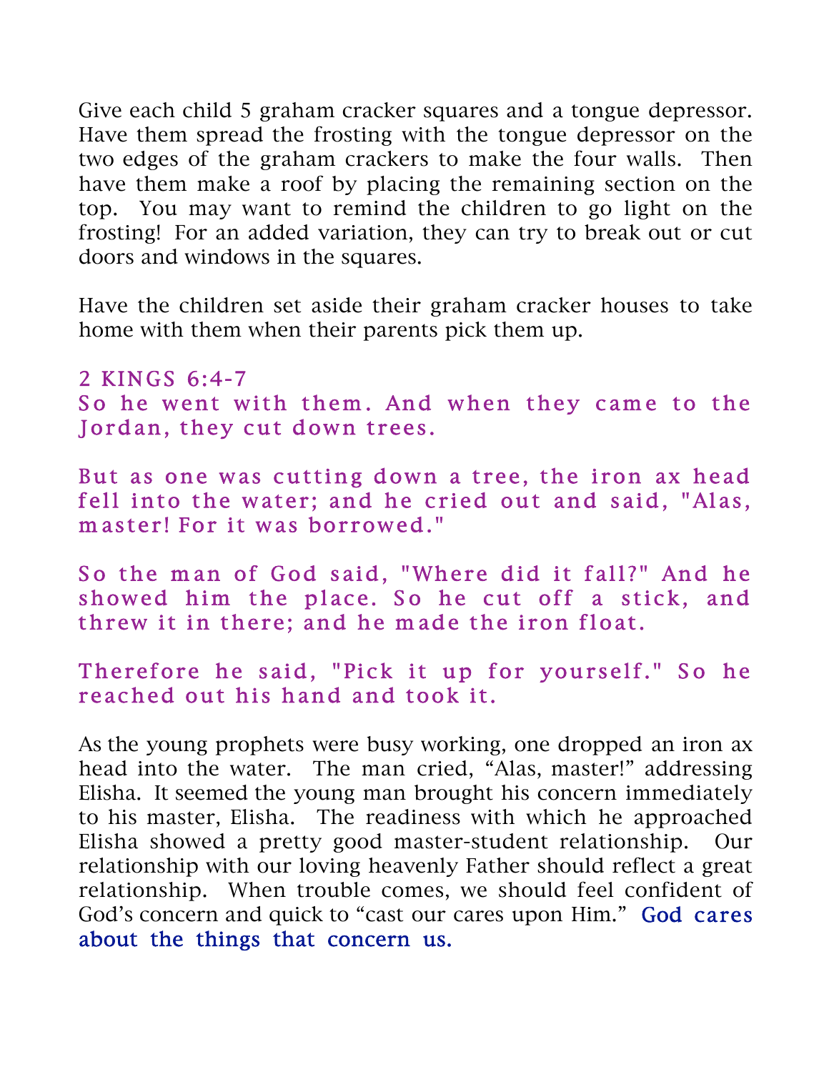Give each child 5 graham cracker squares and a tongue depressor. Have them spread the frosting with the tongue depressor on the two edges of the graham crackers to make the four walls. Then have them make a roof by placing the remaining section on the top. You may want to remind the children to go light on the frosting! For an added variation, they can try to break out or cut doors and windows in the squares.

Have the children set aside their graham cracker houses to take home with them when their parents pick them up.

2 KINGS 6:4-7

So he went with them. And when they came to the Jordan, they cut down trees.

But as one was cutting down a tree, the iron ax head fell into the water; and he cried out and said, "Alas, master! For it was borrowed."

So the man of God said, "Where did it fall?" And he showed him the place. So he cut off a stick, and threw it in there; and he made the iron float.

Therefore he said, "Pick it up for yourself." So he reached out his hand and took it.

As the young prophets were busy working, one dropped an iron ax head into the water. The man cried, "Alas, master!" addressing Elisha. It seemed the young man brought his concern immediately to his master, Elisha. The readiness with which he approached Elisha showed a pretty good master-student relationship. Our relationship with our loving heavenly Father should reflect a great relationship. When trouble comes, we should feel confident of God's concern and quick to "cast our cares upon Him." God cares about the things that concern us.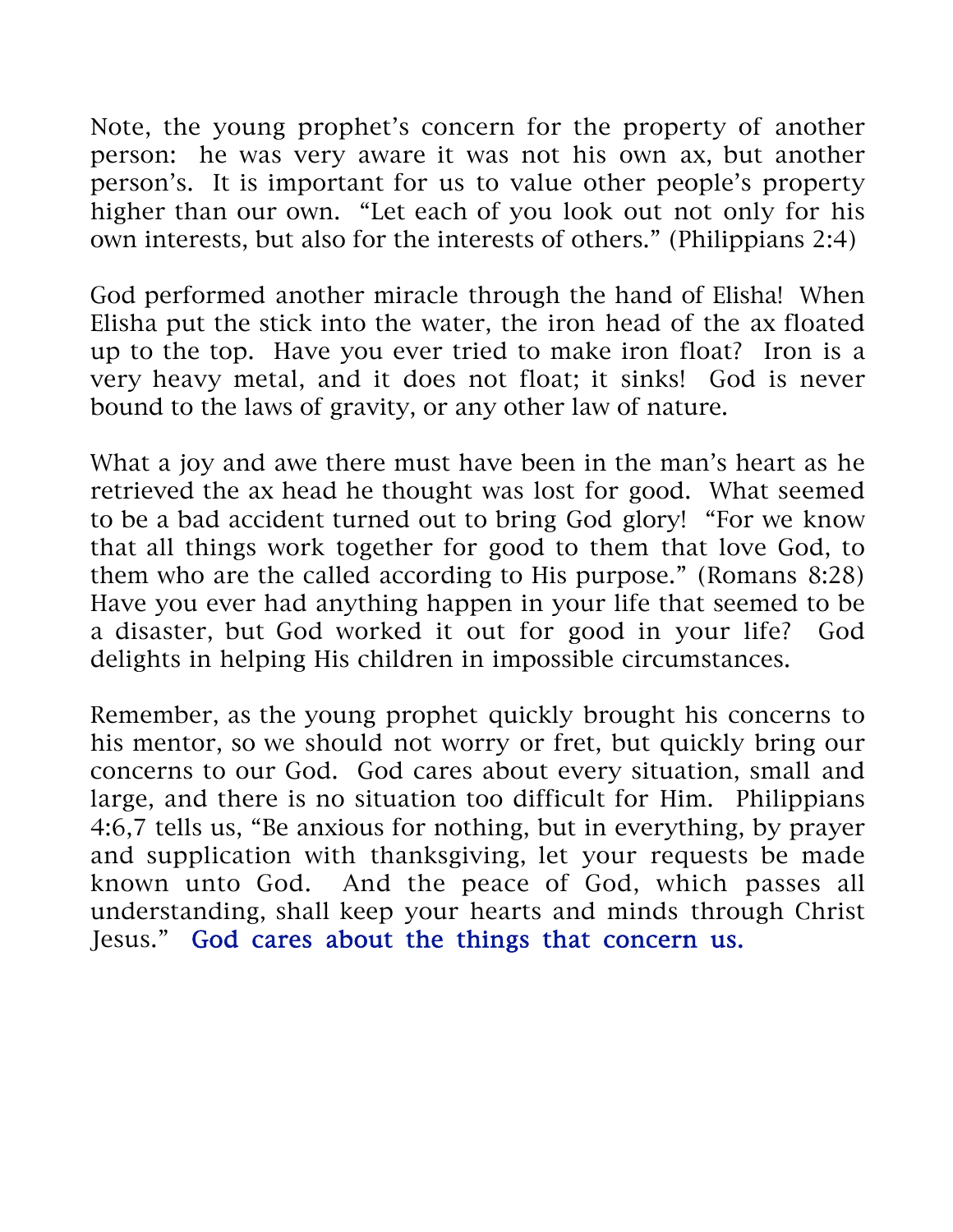Note, the young prophet's concern for the property of another person: he was very aware it was not his own ax, but another person's. It is important for us to value other people's property higher than our own. "Let each of you look out not only for his own interests, but also for the interests of others." (Philippians 2:4)

God performed another miracle through the hand of Elisha! When Elisha put the stick into the water, the iron head of the ax floated up to the top. Have you ever tried to make iron float? Iron is a very heavy metal, and it does not float; it sinks! God is never bound to the laws of gravity, or any other law of nature.

What a joy and awe there must have been in the man's heart as he retrieved the ax head he thought was lost for good. What seemed to be a bad accident turned out to bring God glory! "For we know that all things work together for good to them that love God, to them who are the called according to His purpose." (Romans 8:28) Have you ever had anything happen in your life that seemed to be a disaster, but God worked it out for good in your life? God delights in helping His children in impossible circumstances.

Remember, as the young prophet quickly brought his concerns to his mentor, so we should not worry or fret, but quickly bring our concerns to our God. God cares about every situation, small and large, and there is no situation too difficult for Him. Philippians 4:6,7 tells us, "Be anxious for nothing, but in everything, by prayer and supplication with thanksgiving, let your requests be made known unto God. And the peace of God, which passes all understanding, shall keep your hearts and minds through Christ Jesus." God cares about the things that concern us.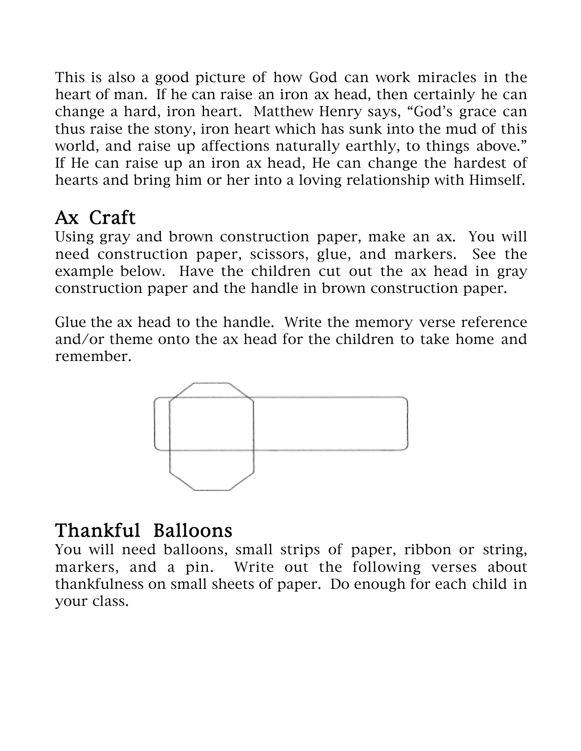This is also a good picture of how God can work miracles in the heart of man. If he can raise an iron ax head, then certainly he can change a hard, iron heart. Matthew Henry says, "God's grace can thus raise the stony, iron heart which has sunk into the mud of this world, and raise up affections naturally earthly, to things above." If He can raise up an iron ax head, He can change the hardest of hearts and bring him or her into a loving relationship with Himself.

## Ax Craft

Using gray and brown construction paper, make an ax. You will need construction paper, scissors, glue, and markers. See the example below. Have the children cut out the ax head in gray construction paper and the handle in brown construction paper.

Glue the ax head to the handle. Write the memory verse reference and/or theme onto the ax head for the children to take home and remember.

## Thankful Balloons

You will need balloons, small strips of paper, ribbon or string, markers, and a pin. Write out the following verses about thankfulness on small sheets of paper. Do enough for each child in your class.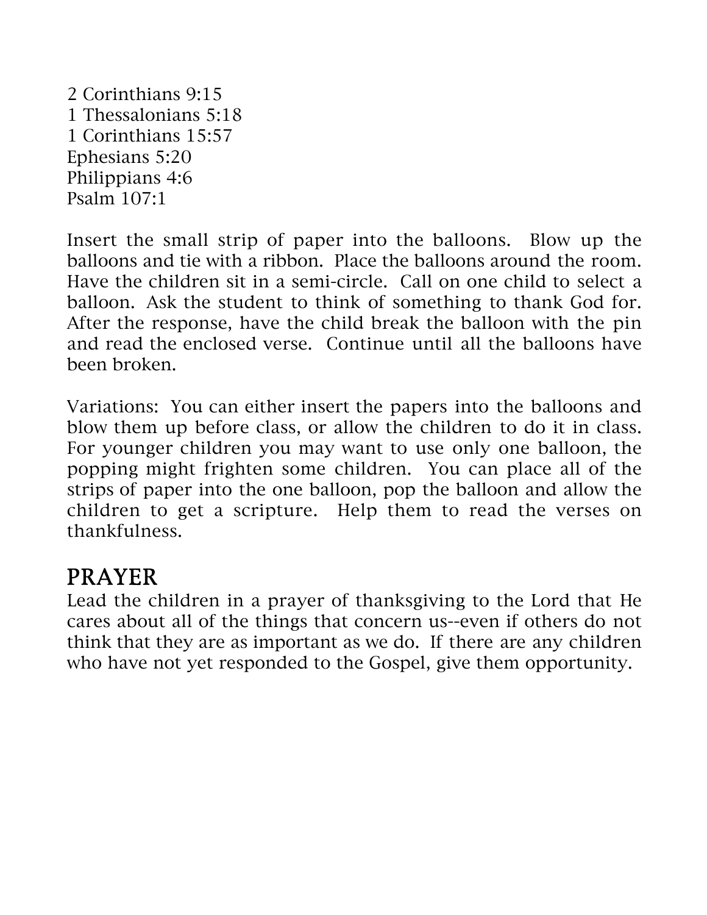2 Corinthians 9:15  
1 Thessalonians 5:18  
1 Corinthians 15:57  
Ephesians 5:20  
Philippians 4:6  
Psalm 107:1

Insert the small strip of paper into the balloons. Blow up the balloons and tie with a ribbon. Place the balloons around the room. Have the children sit in a semi-circle. Call on one child to select a balloon. Ask the student to think of something to thank God for. After the response, have the child break the balloon with the pin and read the enclosed verse. Continue until all the balloons have been broken.

Variations: You can either insert the papers into the balloons and blow them up before class, or allow the children to do it in class. For younger children you may want to use only one balloon, the popping might frighten some children. You can place all of the strips of paper into the one balloon, pop the balloon and allow the children to get a scripture. Help them to read the verses on thankfulness.

## PRAYER

Lead the children in a prayer of thanksgiving to the Lord that He cares about all of the things that concern us--even if others do not think that they are as important as we do. If there are any children who have not yet responded to the Gospel, give them opportunity.